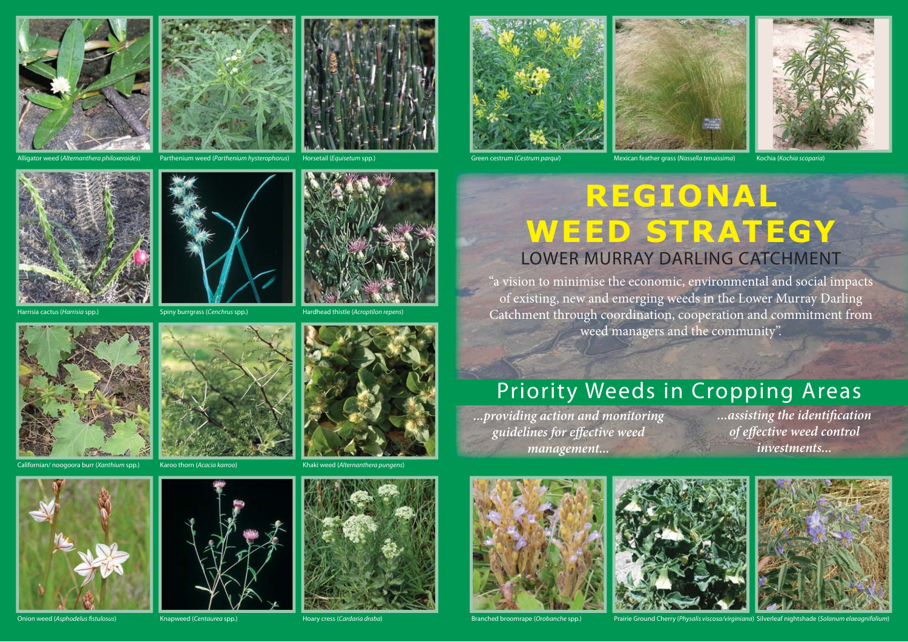Alligator weed (*Alternanthera philoxeroides*)

Parthenium weed (*Parthenium hysterophorus*)

Horsetail (*Equisetum* spp.)

Green cestrum (*Cestrum parqui*)

Mexican feather grass (*Nassella tenuissima*)

Kochia (*Kochia scoparia*)

# REGIONAL WEED STRATEGY

## LOWER MURRAY DARLING CATCHMENT

"a vision to minimise the economic, environmental and social impacts of existing, new and emerging weeds in the Lower Murray Darling Catchment through coordination, cooperation and commitment from weed managers and the community".

Harrisia cactus (*Harrisia* spp.)

Spiny burrgrass (*Cenchrus* spp.)

Hardhead thistle (*Acroptilon repens*)

## Priority Weeds in Cropping Areas

***...providing action and monitoring guidelines for effective weed management...***

***...assisting the identification of effective weed control investments...***

Californian/ noogoora burr (*Xanthium* spp.)

Karoo thorn (*Acacia karroo*)

Khaki weed (*Alternanthera pungens*)

Onion weed (*Asphodelus fistulosus*)

Knapweed (*Centaurea* spp.)

Hoary cress (*Cardaria draba*)

Branched broomrape (*Orobanche* spp.)

Prairie Ground Cherry (*Physalis viscosa/virginiana*)

Silverleaf nightshade (*Solanum elaeagnifolium*)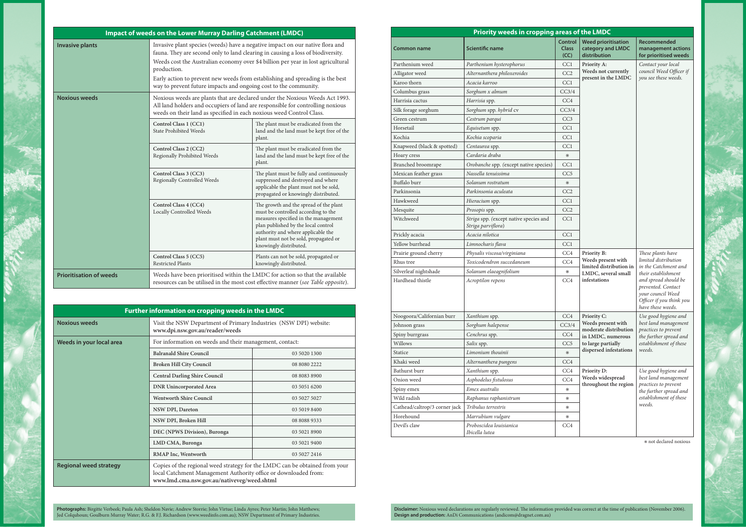| Impact of weeds on the Lower Murray Darling Catchment (LMDC) | | |
|---|---|---|
| **Invasive plants** | Invasive plant species (weeds) have a negative impact on our native flora and fauna. They are second only to land clearing in causing a loss of biodiversity. Weeds cost the Australian economy over $4 billion per year in lost agricultural production. Early action to prevent new weeds from establishing and spreading is the best way to prevent future impacts and ongoing cost to the community. | |
| **Noxious weeds** | Noxious weeds are plants that are declared under the Noxious Weeds Act 1993. All land holders and occupiers of land are responsible for controlling noxious weeds on their land as specified in each noxious weed Control Class. | |
| | Control Class 1 (CC1) State Prohibited Weeds | The plant must be eradicated from the land and the land must be kept free of the plant. |
| | Control Class 2 (CC2) Regionally Prohibited Weeds | The plant must be eradicated from the land and the land must be kept free of the plant. |
| | Control Class 3 (CC3) Regionally Controlled Weeds | The plant must be fully and continuously suppressed and destroyed and where applicable the plant must not be sold, propagated or knowingly distributed. |
| | Control Class 4 (CC4) Locally Controlled Weeds | The growth and the spread of the plant must be controlled according to the measures specified in the management plan published by the local control authority and where applicable the plant must not be sold, propagated or knowingly distributed. |
| | Control Class 5 (CC5) Restricted Plants | Plants can not be sold, propagated or knowingly distributed. |
| **Prioritisation of weeds** | Weeds have been prioritised within the LMDC for action so that the available resources can be utilised in the most cost effective manner (*see Table opposite*). | |

| Further information on cropping weeds in the LMDC | | |
|---|---|---|
| **Noxious weeds** | Visit the NSW Department of Primary Industries (NSW DPI) website: **www.dpi.nsw.gov.au/reader/weeds** | |
| **Weeds in your local area** | For information on weeds and their management, contact: | |
| | **Balranald Shire Council** | 03 5020 1300 |
| | **Broken Hill City Council** | 08 8080 2222 |
| | **Central Darling Shire Council** | 08 8083 8900 |
| | **DNR Unincorporated Area** | 03 5051 6200 |
| | **Wentworth Shire Council** | 03 5027 5027 |
| | **NSW DPI, Dareton** | 03 5019 8400 |
| | **NSW DPI, Broken Hill** | 08 8088 9333 |
| | **DEC (NPWS Division), Buronga** | 03 5021 8900 |
| | **LMD CMA, Buronga** | 03 5021 9400 |
| | **RMAP Inc, Wentworth** | 03 5027 2416 |
| **Regional weed strategy** | Copies of the regional weed strategy for the LMDC can be obtained from your local Catchment Management Authority office or downloaded from: **www.lmd.cma.nsw.gov.au/nativeveg/weed.shtml** | |

## Priority weeds in cropping areas of the LMDC

| Common name | Scientific name | Control Class (CC) | Weed prioritisation category and LMDC distribution | Recommended management actions for prioritised weeds |
|---|---|---|---|---|
| Parthenium weed | *Parthenium hysterophorus* | CC1 | **Priority A: Weeds not currently present in the LMDC** | *Contact your local council Weed Officer if you see these weeds.* |
| Alligator weed | *Alternanthera philoxeroides* | CC2 | | |
| Karoo thorn | *Acacia karroo* | CC1 | | |
| Columbus grass | *Sorghum x almum* | CC3/4 | | |
| Harrisia cactus | *Harrisia* spp. | CC4 | | |
| Silk forage sorghum | *Sorghum* spp. *hybrid* cv | CC3/4 | | |
| Green cestrum | *Cestrum parqui* | CC3 | | |
| Horsetail | *Equisetum* spp. | CC1 | | |
| Kochia | *Kochia scoparia* | CC1 | | |
| Knapweed (black & spotted) | *Centaurea* spp. | CC1 | | |
| Hoary cress | *Cardaria draba* | * | | |
| Branched broomrape | *Orobanche* spp. (except native species) | CC1 | | |
| Mexican feather grass | *Nassella tenuissima* | CC5 | | |
| Buffalo burr | *Solanum rostratum* | * | | |
| Parkinsonia | *Parkinsonia aculeata* | CC2 | | |
| Hawkweed | *Hieracium* spp. | CC1 | | |
| Mesquite | *Prosopis* spp. | CC2 | | |
| Witchweed | *Striga* spp. (except native species and *Striga parviflora*) | CC1 | | |
| Prickly acacia | *Acacia nilotica* | CC1 | | |
| Yellow burrhead | *Limnocharis flava* | CC1 | | |
| Prairie ground cherry | *Physalis viscosa/virginiana* | CC4 | **Priority B: Weeds present with limited distribution in LMDC, several small infestations** | *These plants have limited distribution in the Catchment and their establishment and spread should be prevented. Contact your council Weed Officer if you think you have these weeds.* |
| Rhus tree | *Toxicodendron succedaneum* | CC4 | | |
| Silverleaf nightshade | *Solanum elaeagnifolium* | * | | |
| Hardhead thistle | *Acroptilon repens* | CC4 | | |
| Noogoora/Californian burr | *Xanthium* spp. | CC4 | **Priority C: Weeds present with moderate distribution in LMDC, numerous to large partially dispersed infestations** | *Use good hygiene and best land management practices to prevent the further spread and establishment of these weeds.* |
| Johnson grass | *Sorghum halepense* | CC3/4 | | |
| Spiny burrgrass | *Cenchrus* spp. | CC4 | | |
| Willows | *Salix* spp. | CC5 | | |
| Statice | *Limonium thouinii* | * | | |
| Khaki weed | *Alternanthera pungens* | CC4 | | |
| Bathurst burr | *Xanthium* spp. | CC4 | **Priority D: Weeds widespread throughout the region** | *Use good hygiene and best land management practices to prevent the further spread and establishment of these weeds.* |
| Onion weed | *Asphodelus fistulosus* | CC4 | | |
| Spiny emex | *Emex australis* | * | | |
| Wild radish | *Raphanus raphanistrum* | * | | |
| Cathead/caltrop/3 corner jack | *Tribulus terrestris* | * | | |
| Horehound | *Marrubium vulgare* | * | | |
| Devil's claw | *Proboscidea louisianica* *Ibicella lutea* | CC4 | | |

* not declared noxious

**Photographs:** Birgitte Verbeek; Paula Ash; Sheldon Navie; Andrew Storrie; John Virtue; Linda Ayres; Peter Martin; John Matthews; Jed Colquhoun; Goulburn Murray Water; R.G. & F.J. Richardson (www.weedinfo.com.au); NSW Department of Primary Industries.

**Disclaimer:** Noxious weed declarations are regularly reviewed. The information provided was correct at the time of publication (November 2006).
**Design and production:** AnDi Communications (andicom@dragnet.com.au)